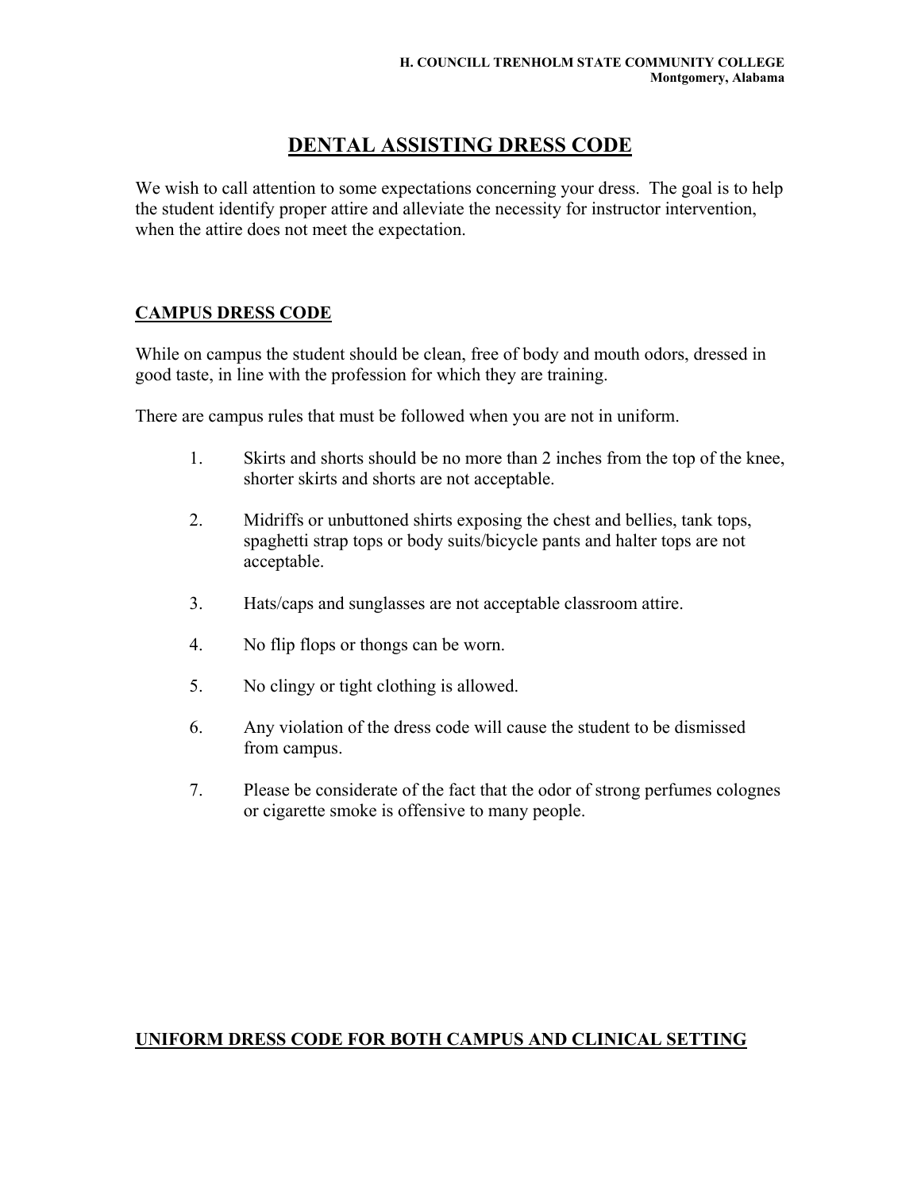H. COUNCILL TRENHOLM STATE COMMUNITY COLLEGE
Montgomery, Alabama

# DENTAL ASSISTING DRESS CODE

We wish to call attention to some expectations concerning your dress. The goal is to help the student identify proper attire and alleviate the necessity for instructor intervention, when the attire does not meet the expectation.

## CAMPUS DRESS CODE

While on campus the student should be clean, free of body and mouth odors, dressed in good taste, in line with the profession for which they are training.

There are campus rules that must be followed when you are not in uniform.

1. Skirts and shorts should be no more than 2 inches from the top of the knee, shorter skirts and shorts are not acceptable.
2. Midriffs or unbuttoned shirts exposing the chest and bellies, tank tops, spaghetti strap tops or body suits/bicycle pants and halter tops are not acceptable.
3. Hats/caps and sunglasses are not acceptable classroom attire.
4. No flip flops or thongs can be worn.
5. No clingy or tight clothing is allowed.
6. Any violation of the dress code will cause the student to be dismissed from campus.
7. Please be considerate of the fact that the odor of strong perfumes colognes or cigarette smoke is offensive to many people.

## UNIFORM DRESS CODE FOR BOTH CAMPUS AND CLINICAL SETTING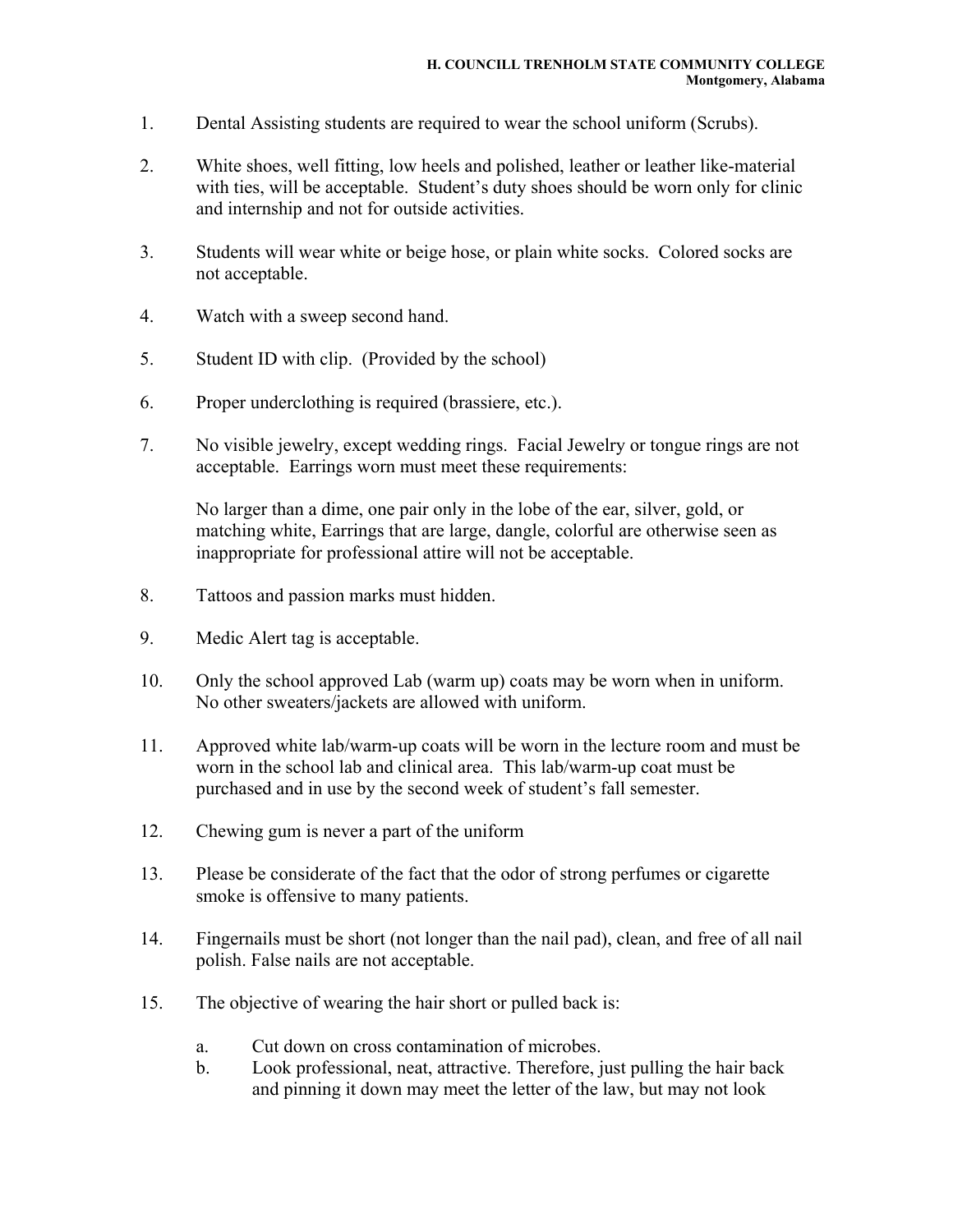1. Dental Assisting students are required to wear the school uniform (Scrubs).

2. White shoes, well fitting, low heels and polished, leather or leather like-material with ties, will be acceptable. Student's duty shoes should be worn only for clinic and internship and not for outside activities.

3. Students will wear white or beige hose, or plain white socks. Colored socks are not acceptable.

4. Watch with a sweep second hand.

5. Student ID with clip. (Provided by the school)

6. Proper underclothing is required (brassiere, etc.).

7. No visible jewelry, except wedding rings. Facial Jewelry or tongue rings are not acceptable. Earrings worn must meet these requirements:

   No larger than a dime, one pair only in the lobe of the ear, silver, gold, or matching white, Earrings that are large, dangle, colorful are otherwise seen as inappropriate for professional attire will not be acceptable.

8. Tattoos and passion marks must hidden.

9. Medic Alert tag is acceptable.

10. Only the school approved Lab (warm up) coats may be worn when in uniform. No other sweaters/jackets are allowed with uniform.

11. Approved white lab/warm-up coats will be worn in the lecture room and must be worn in the school lab and clinical area. This lab/warm-up coat must be purchased and in use by the second week of student's fall semester.

12. Chewing gum is never a part of the uniform

13. Please be considerate of the fact that the odor of strong perfumes or cigarette smoke is offensive to many patients.

14. Fingernails must be short (not longer than the nail pad), clean, and free of all nail polish. False nails are not acceptable.

15. The objective of wearing the hair short or pulled back is:

    a. Cut down on cross contamination of microbes.
    b. Look professional, neat, attractive. Therefore, just pulling the hair back and pinning it down may meet the letter of the law, but may not look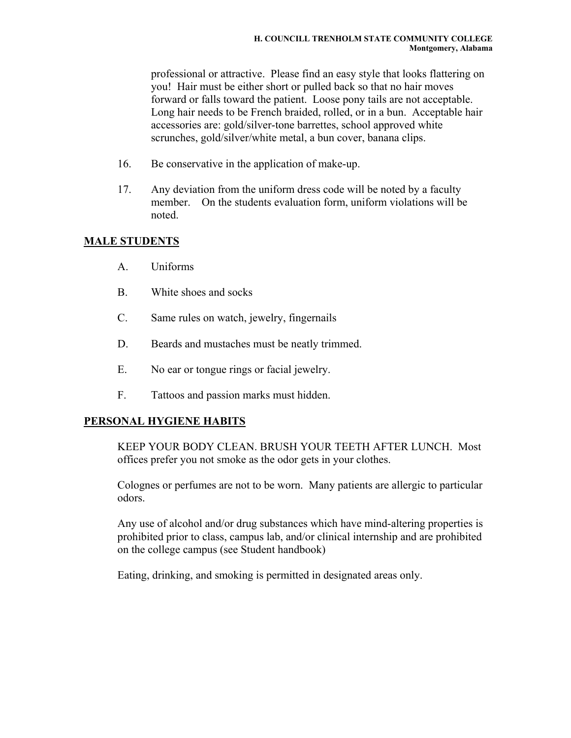professional or attractive. Please find an easy style that looks flattering on you! Hair must be either short or pulled back so that no hair moves forward or falls toward the patient. Loose pony tails are not acceptable. Long hair needs to be French braided, rolled, or in a bun. Acceptable hair accessories are: gold/silver-tone barrettes, school approved white scrunches, gold/silver/white metal, a bun cover, banana clips.

16. Be conservative in the application of make-up.

17. Any deviation from the uniform dress code will be noted by a faculty member. On the students evaluation form, uniform violations will be noted.

## MALE STUDENTS

A. Uniforms

B. White shoes and socks

C. Same rules on watch, jewelry, fingernails

D. Beards and mustaches must be neatly trimmed.

E. No ear or tongue rings or facial jewelry.

F. Tattoos and passion marks must hidden.

## PERSONAL HYGIENE HABITS

KEEP YOUR BODY CLEAN. BRUSH YOUR TEETH AFTER LUNCH. Most offices prefer you not smoke as the odor gets in your clothes.

Colognes or perfumes are not to be worn. Many patients are allergic to particular odors.

Any use of alcohol and/or drug substances which have mind-altering properties is prohibited prior to class, campus lab, and/or clinical internship and are prohibited on the college campus (see Student handbook)

Eating, drinking, and smoking is permitted in designated areas only.